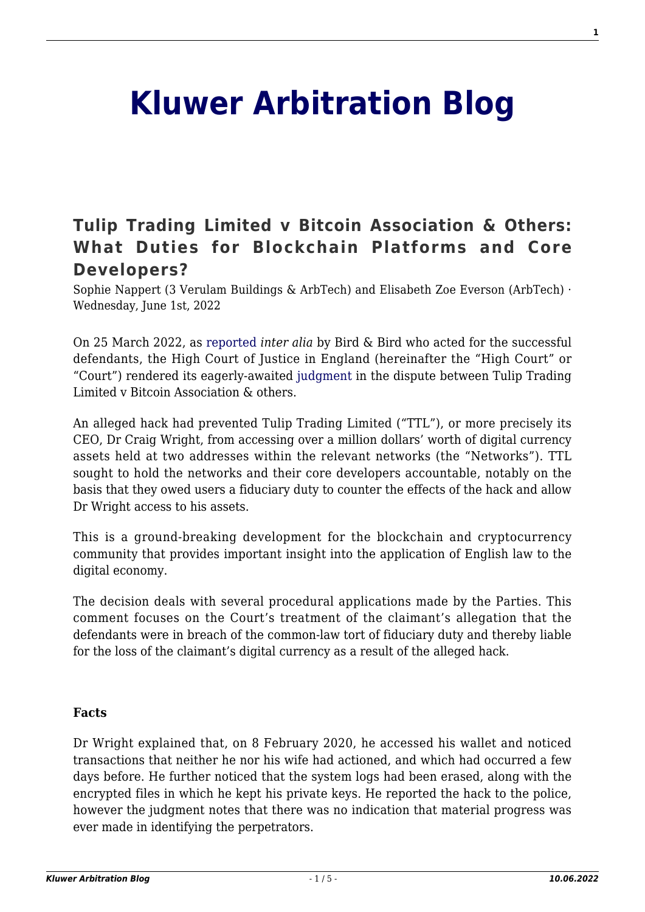# Kluwer Arbitration Blog

## Tulip Trading Limited v Bitcoin Association & Others: What Duties for Blockchain Platforms and Core Developers?

Sophie Nappert (3 Verulam Buildings & ArbTech) and Elisabeth Zoe Everson (ArbTech) · Wednesday, June 1st, 2022

On 25 March 2022, as reported *inter alia* by Bird & Bird who acted for the successful defendants, the High Court of Justice in England (hereinafter the "High Court" or "Court") rendered its eagerly-awaited judgment in the dispute between Tulip Trading Limited v Bitcoin Association & others.

An alleged hack had prevented Tulip Trading Limited ("TTL"), or more precisely its CEO, Dr Craig Wright, from accessing over a million dollars' worth of digital currency assets held at two addresses within the relevant networks (the "Networks"). TTL sought to hold the networks and their core developers accountable, notably on the basis that they owed users a fiduciary duty to counter the effects of the hack and allow Dr Wright access to his assets.

This is a ground-breaking development for the blockchain and cryptocurrency community that provides important insight into the application of English law to the digital economy.

The decision deals with several procedural applications made by the Parties. This comment focuses on the Court's treatment of the claimant's allegation that the defendants were in breach of the common-law tort of fiduciary duty and thereby liable for the loss of the claimant's digital currency as a result of the alleged hack.

**Facts**

Dr Wright explained that, on 8 February 2020, he accessed his wallet and noticed transactions that neither he nor his wife had actioned, and which had occurred a few days before. He further noticed that the system logs had been erased, along with the encrypted files in which he kept his private keys. He reported the hack to the police, however the judgment notes that there was no indication that material progress was ever made in identifying the perpetrators.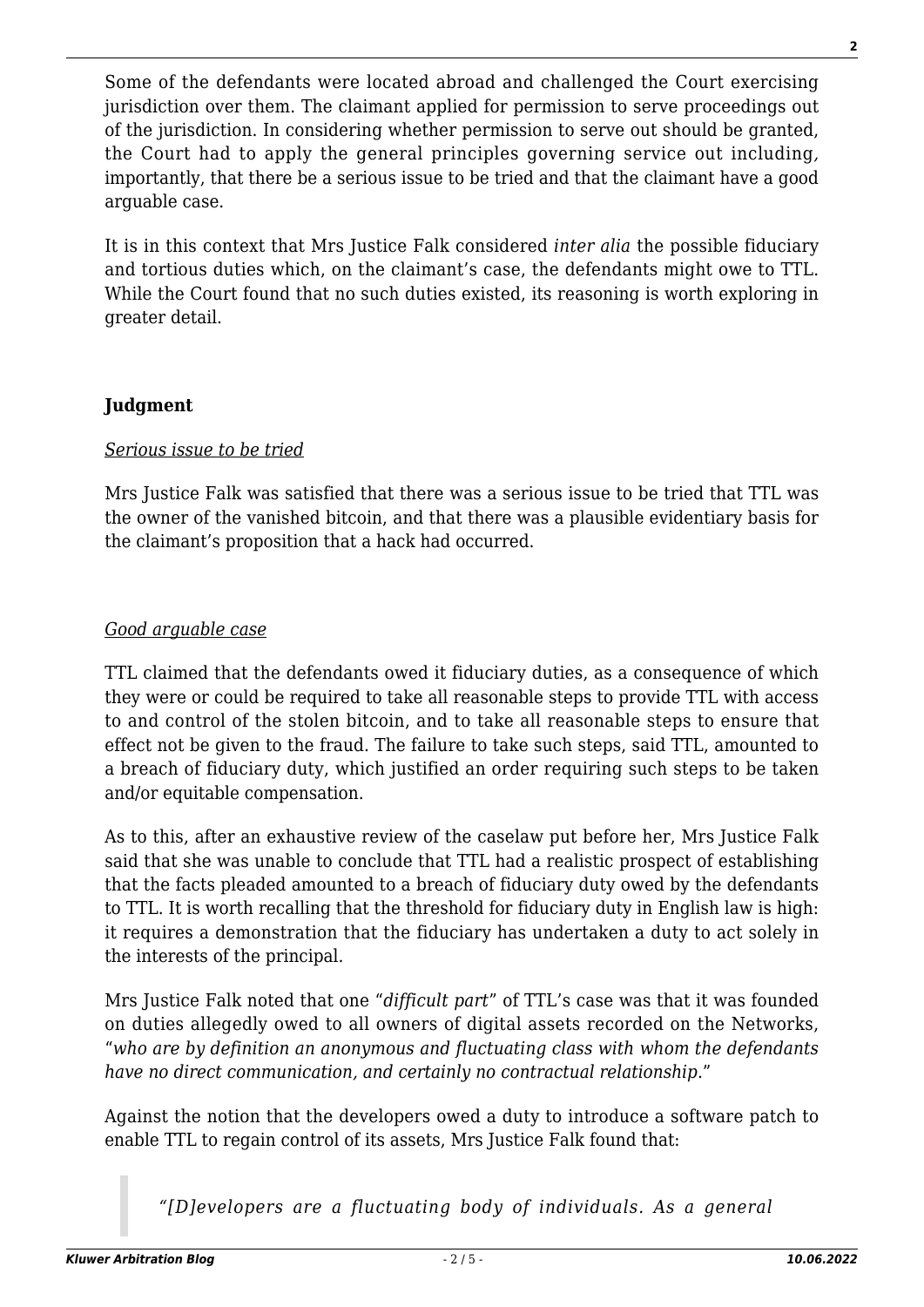Some of the defendants were located abroad and challenged the Court exercising jurisdiction over them. The claimant applied for permission to serve proceedings out of the jurisdiction. In considering whether permission to serve out should be granted, the Court had to apply the general principles governing service out including, importantly, that there be a serious issue to be tried and that the claimant have a good arguable case.

It is in this context that Mrs Justice Falk considered *inter alia* the possible fiduciary and tortious duties which, on the claimant's case, the defendants might owe to TTL. While the Court found that no such duties existed, its reasoning is worth exploring in greater detail.

## **Judgment**

*Serious issue to be tried*

Mrs Justice Falk was satisfied that there was a serious issue to be tried that TTL was the owner of the vanished bitcoin, and that there was a plausible evidentiary basis for the claimant's proposition that a hack had occurred.

*Good arguable case*

TTL claimed that the defendants owed it fiduciary duties, as a consequence of which they were or could be required to take all reasonable steps to provide TTL with access to and control of the stolen bitcoin, and to take all reasonable steps to ensure that effect not be given to the fraud. The failure to take such steps, said TTL, amounted to a breach of fiduciary duty, which justified an order requiring such steps to be taken and/or equitable compensation.

As to this, after an exhaustive review of the caselaw put before her, Mrs Justice Falk said that she was unable to conclude that TTL had a realistic prospect of establishing that the facts pleaded amounted to a breach of fiduciary duty owed by the defendants to TTL. It is worth recalling that the threshold for fiduciary duty in English law is high: it requires a demonstration that the fiduciary has undertaken a duty to act solely in the interests of the principal.

Mrs Justice Falk noted that one "*difficult part*" of TTL's case was that it was founded on duties allegedly owed to all owners of digital assets recorded on the Networks, "*who are by definition an anonymous and fluctuating class with whom the defendants have no direct communication, and certainly no contractual relationship*."

Against the notion that the developers owed a duty to introduce a software patch to enable TTL to regain control of its assets, Mrs Justice Falk found that:

> *"[D]evelopers are a fluctuating body of individuals. As a general*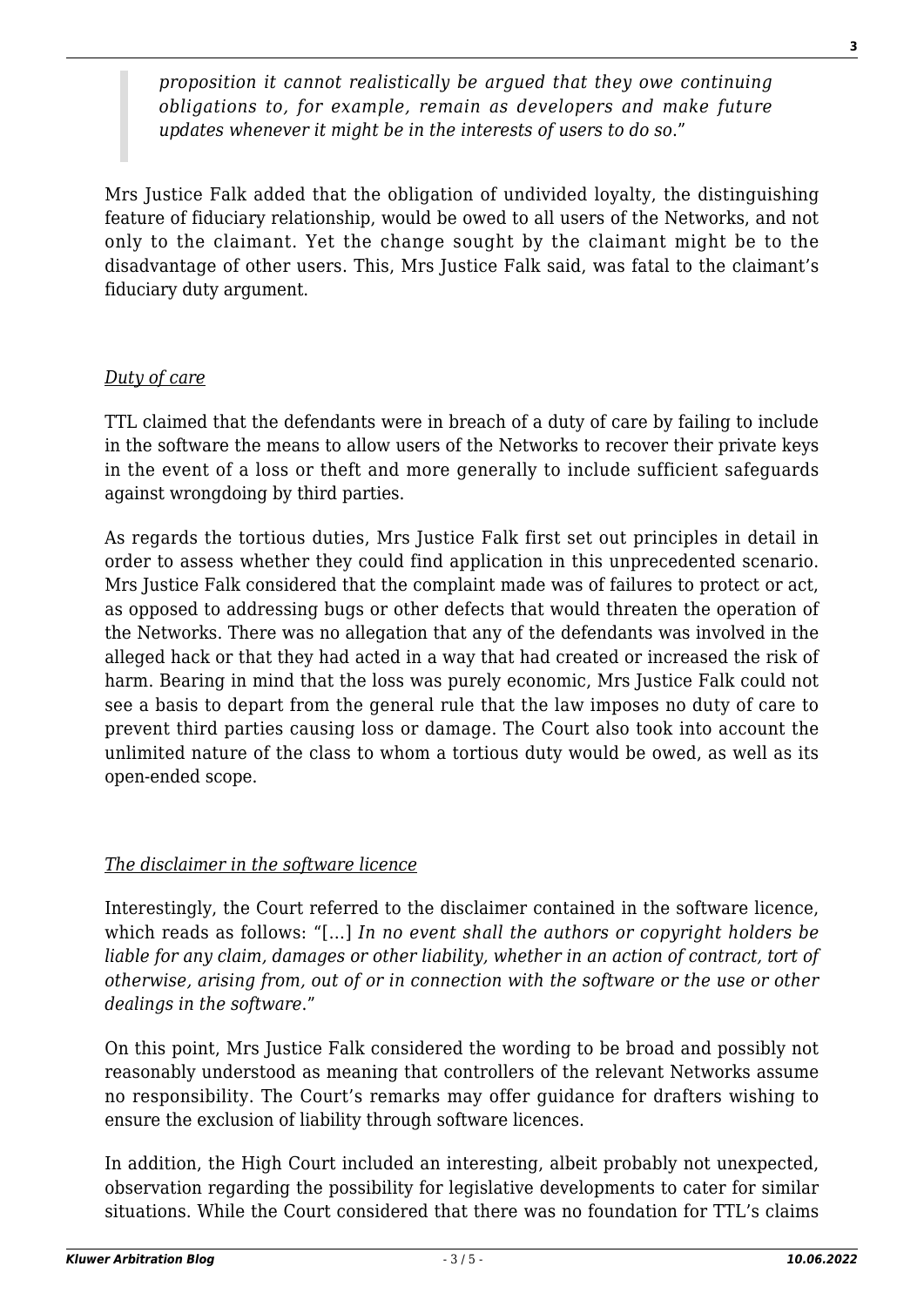> *proposition it cannot realistically be argued that they owe continuing obligations to, for example, remain as developers and make future updates whenever it might be in the interests of users to do so*."

Mrs Justice Falk added that the obligation of undivided loyalty, the distinguishing feature of fiduciary relationship, would be owed to all users of the Networks, and not only to the claimant. Yet the change sought by the claimant might be to the disadvantage of other users. This, Mrs Justice Falk said, was fatal to the claimant's fiduciary duty argument.

*Duty of care*

TTL claimed that the defendants were in breach of a duty of care by failing to include in the software the means to allow users of the Networks to recover their private keys in the event of a loss or theft and more generally to include sufficient safeguards against wrongdoing by third parties.

As regards the tortious duties, Mrs Justice Falk first set out principles in detail in order to assess whether they could find application in this unprecedented scenario. Mrs Justice Falk considered that the complaint made was of failures to protect or act, as opposed to addressing bugs or other defects that would threaten the operation of the Networks. There was no allegation that any of the defendants was involved in the alleged hack or that they had acted in a way that had created or increased the risk of harm. Bearing in mind that the loss was purely economic, Mrs Justice Falk could not see a basis to depart from the general rule that the law imposes no duty of care to prevent third parties causing loss or damage. The Court also took into account the unlimited nature of the class to whom a tortious duty would be owed, as well as its open-ended scope.

*The disclaimer in the software licence*

Interestingly, the Court referred to the disclaimer contained in the software licence, which reads as follows: "[…] *In no event shall the authors or copyright holders be liable for any claim, damages or other liability, whether in an action of contract, tort of otherwise, arising from, out of or in connection with the software or the use or other dealings in the software*."

On this point, Mrs Justice Falk considered the wording to be broad and possibly not reasonably understood as meaning that controllers of the relevant Networks assume no responsibility. The Court's remarks may offer guidance for drafters wishing to ensure the exclusion of liability through software licences.

In addition, the High Court included an interesting, albeit probably not unexpected, observation regarding the possibility for legislative developments to cater for similar situations. While the Court considered that there was no foundation for TTL's claims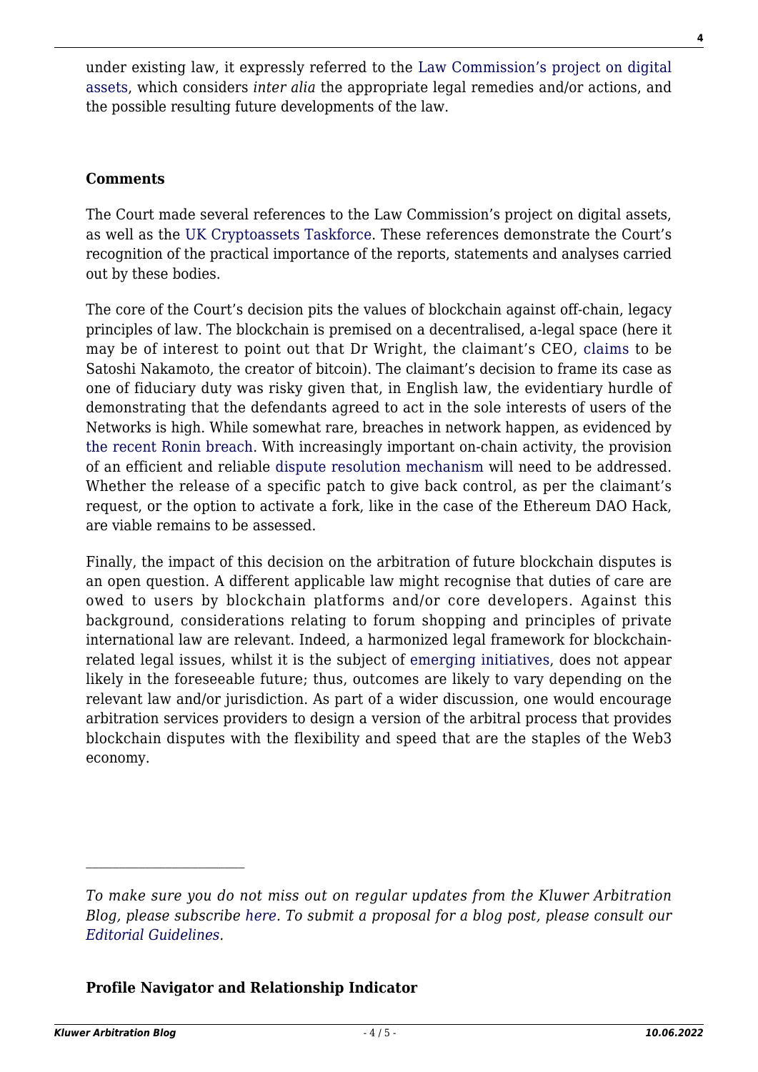under existing law, it expressly referred to the Law Commission's project on digital assets, which considers *inter alia* the appropriate legal remedies and/or actions, and the possible resulting future developments of the law.

**Comments**

The Court made several references to the Law Commission's project on digital assets, as well as the UK Cryptoassets Taskforce. These references demonstrate the Court's recognition of the practical importance of the reports, statements and analyses carried out by these bodies.

The core of the Court's decision pits the values of blockchain against off-chain, legacy principles of law. The blockchain is premised on a decentralised, a-legal space (here it may be of interest to point out that Dr Wright, the claimant's CEO, claims to be Satoshi Nakamoto, the creator of bitcoin). The claimant's decision to frame its case as one of fiduciary duty was risky given that, in English law, the evidentiary hurdle of demonstrating that the defendants agreed to act in the sole interests of users of the Networks is high. While somewhat rare, breaches in network happen, as evidenced by the recent Ronin breach. With increasingly important on-chain activity, the provision of an efficient and reliable dispute resolution mechanism will need to be addressed. Whether the release of a specific patch to give back control, as per the claimant's request, or the option to activate a fork, like in the case of the Ethereum DAO Hack, are viable remains to be assessed.

Finally, the impact of this decision on the arbitration of future blockchain disputes is an open question. A different applicable law might recognise that duties of care are owed to users by blockchain platforms and/or core developers. Against this background, considerations relating to forum shopping and principles of private international law are relevant. Indeed, a harmonized legal framework for blockchain-related legal issues, whilst it is the subject of emerging initiatives, does not appear likely in the foreseeable future; thus, outcomes are likely to vary depending on the relevant law and/or jurisdiction. As part of a wider discussion, one would encourage arbitration services providers to design a version of the arbitral process that provides blockchain disputes with the flexibility and speed that are the staples of the Web3 economy.

---

*To make sure you do not miss out on regular updates from the Kluwer Arbitration Blog, please subscribe here. To submit a proposal for a blog post, please consult our Editorial Guidelines.*

**Profile Navigator and Relationship Indicator**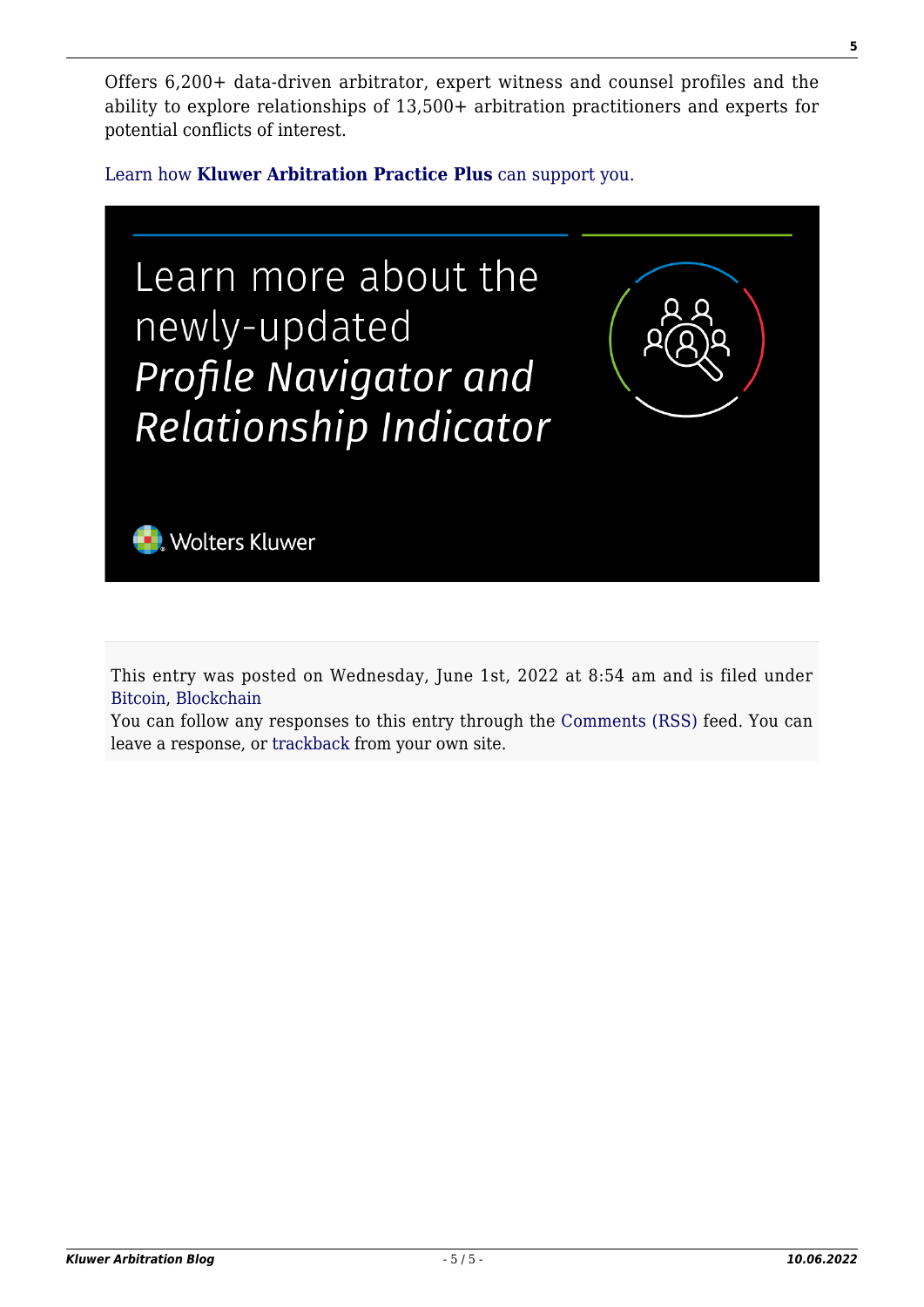Offers 6,200+ data-driven arbitrator, expert witness and counsel profiles and the ability to explore relationships of 13,500+ arbitration practitioners and experts for potential conflicts of interest.

Learn how **Kluwer Arbitration Practice Plus** can support you.

Learn more about the newly-updated *Profile Navigator and Relationship Indicator*

Wolters Kluwer

This entry was posted on Wednesday, June 1st, 2022 at 8:54 am and is filed under Bitcoin, Blockchain
You can follow any responses to this entry through the Comments (RSS) feed. You can leave a response, or trackback from your own site.